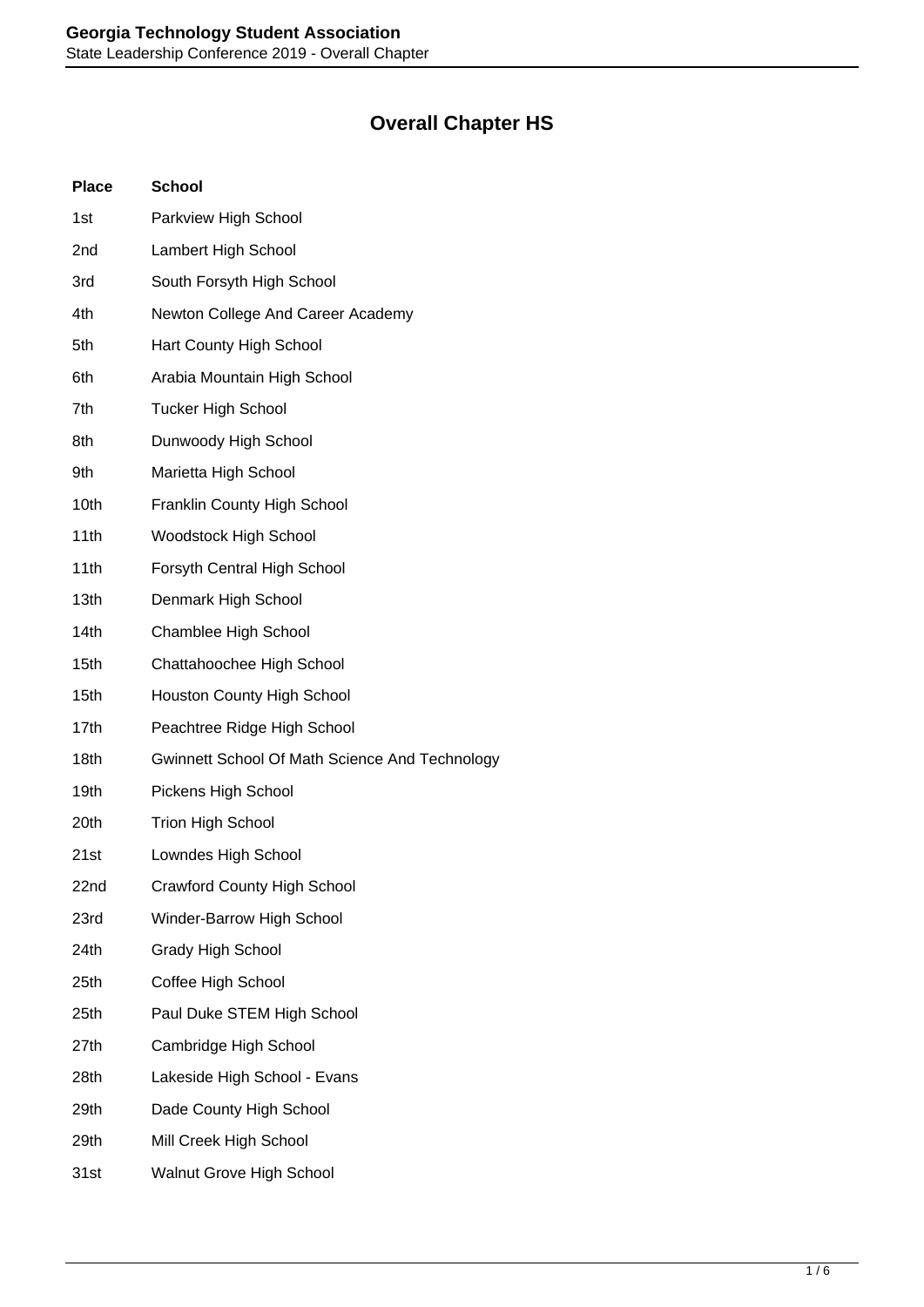# Overall Chapter HS

| Place | School |
|---|---|
| 1st | Parkview High School |
| 2nd | Lambert High School |
| 3rd | South Forsyth High School |
| 4th | Newton College And Career Academy |
| 5th | Hart County High School |
| 6th | Arabia Mountain High School |
| 7th | Tucker High School |
| 8th | Dunwoody High School |
| 9th | Marietta High School |
| 10th | Franklin County High School |
| 11th | Woodstock High School |
| 11th | Forsyth Central High School |
| 13th | Denmark High School |
| 14th | Chamblee High School |
| 15th | Chattahoochee High School |
| 15th | Houston County High School |
| 17th | Peachtree Ridge High School |
| 18th | Gwinnett School Of Math Science And Technology |
| 19th | Pickens High School |
| 20th | Trion High School |
| 21st | Lowndes High School |
| 22nd | Crawford County High School |
| 23rd | Winder-Barrow High School |
| 24th | Grady High School |
| 25th | Coffee High School |
| 25th | Paul Duke STEM High School |
| 27th | Cambridge High School |
| 28th | Lakeside High School - Evans |
| 29th | Dade County High School |
| 29th | Mill Creek High School |
| 31st | Walnut Grove High School |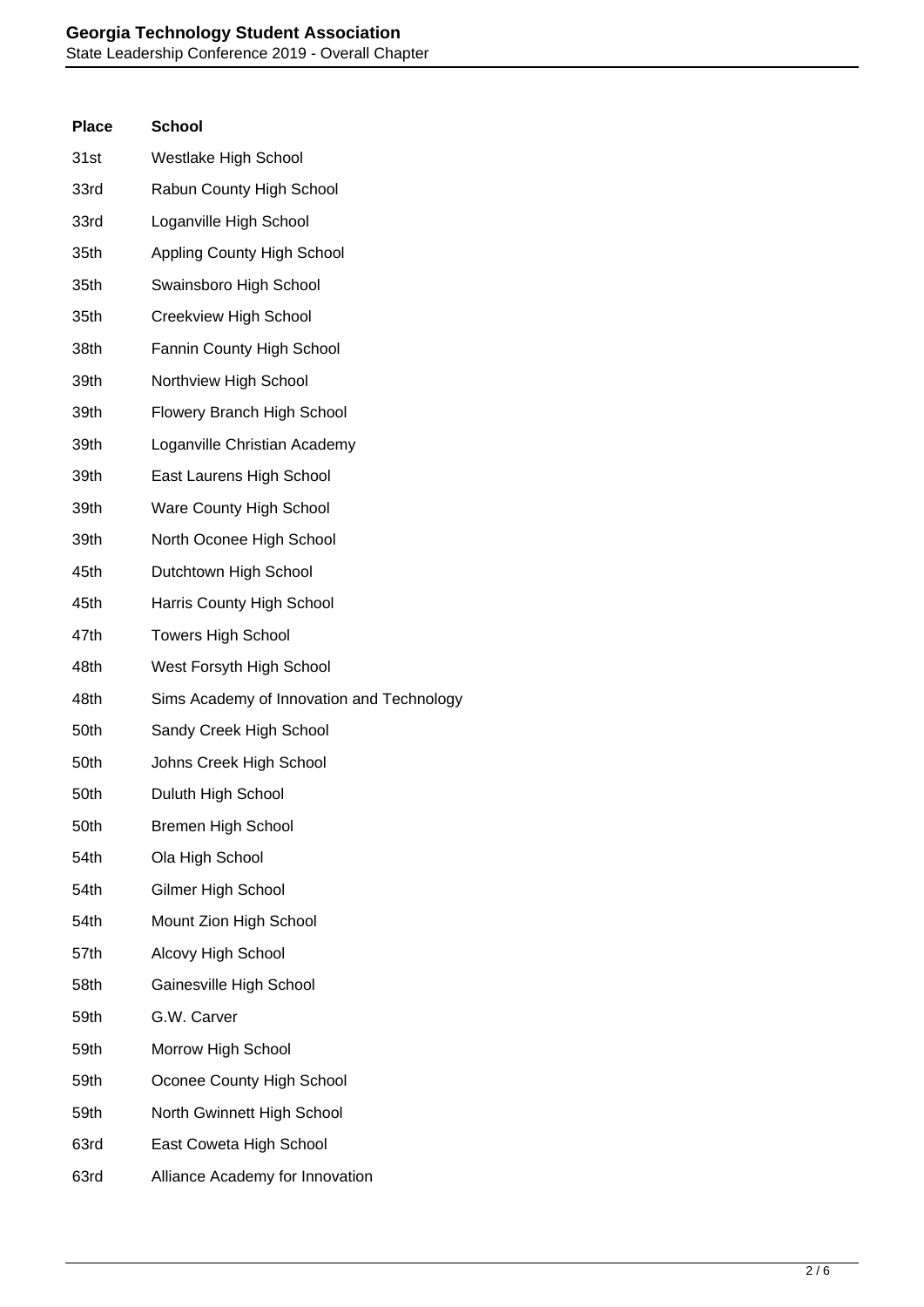| Place | School |
| --- | --- |
| 31st | Westlake High School |
| 33rd | Rabun County High School |
| 33rd | Loganville High School |
| 35th | Appling County High School |
| 35th | Swainsboro High School |
| 35th | Creekview High School |
| 38th | Fannin County High School |
| 39th | Northview High School |
| 39th | Flowery Branch High School |
| 39th | Loganville Christian Academy |
| 39th | East Laurens High School |
| 39th | Ware County High School |
| 39th | North Oconee High School |
| 45th | Dutchtown High School |
| 45th | Harris County High School |
| 47th | Towers High School |
| 48th | West Forsyth High School |
| 48th | Sims Academy of Innovation and Technology |
| 50th | Sandy Creek High School |
| 50th | Johns Creek High School |
| 50th | Duluth High School |
| 50th | Bremen High School |
| 54th | Ola High School |
| 54th | Gilmer High School |
| 54th | Mount Zion High School |
| 57th | Alcovy High School |
| 58th | Gainesville High School |
| 59th | G.W. Carver |
| 59th | Morrow High School |
| 59th | Oconee County High School |
| 59th | North Gwinnett High School |
| 63rd | East Coweta High School |
| 63rd | Alliance Academy for Innovation |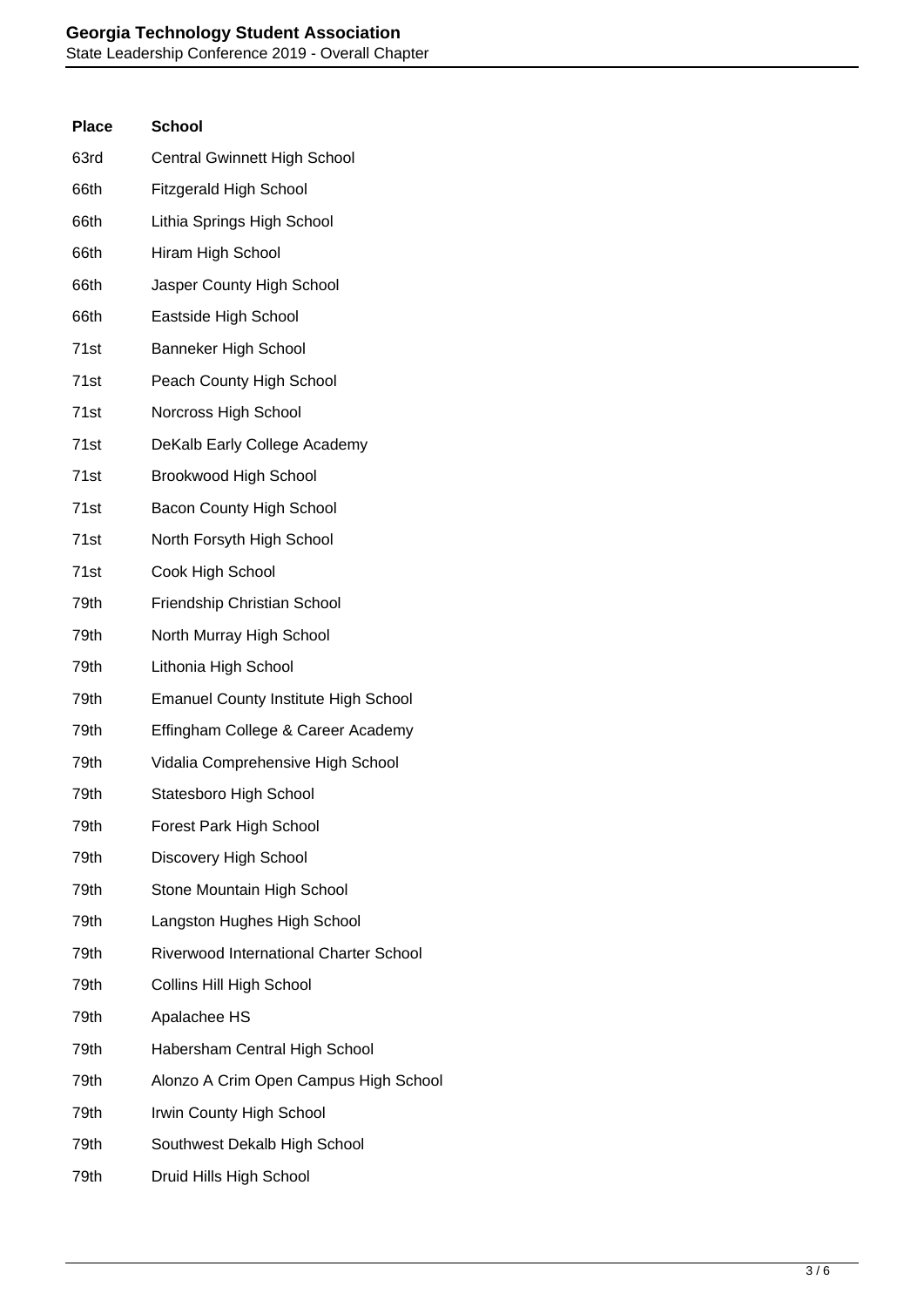| Place | School |
|---|---|
| 63rd | Central Gwinnett High School |
| 66th | Fitzgerald High School |
| 66th | Lithia Springs High School |
| 66th | Hiram High School |
| 66th | Jasper County High School |
| 66th | Eastside High School |
| 71st | Banneker High School |
| 71st | Peach County High School |
| 71st | Norcross High School |
| 71st | DeKalb Early College Academy |
| 71st | Brookwood High School |
| 71st | Bacon County High School |
| 71st | North Forsyth High School |
| 71st | Cook High School |
| 79th | Friendship Christian School |
| 79th | North Murray High School |
| 79th | Lithonia High School |
| 79th | Emanuel County Institute High School |
| 79th | Effingham College & Career Academy |
| 79th | Vidalia Comprehensive High School |
| 79th | Statesboro High School |
| 79th | Forest Park High School |
| 79th | Discovery High School |
| 79th | Stone Mountain High School |
| 79th | Langston Hughes High School |
| 79th | Riverwood International Charter School |
| 79th | Collins Hill High School |
| 79th | Apalachee HS |
| 79th | Habersham Central High School |
| 79th | Alonzo A Crim Open Campus High School |
| 79th | Irwin County High School |
| 79th | Southwest Dekalb High School |
| 79th | Druid Hills High School |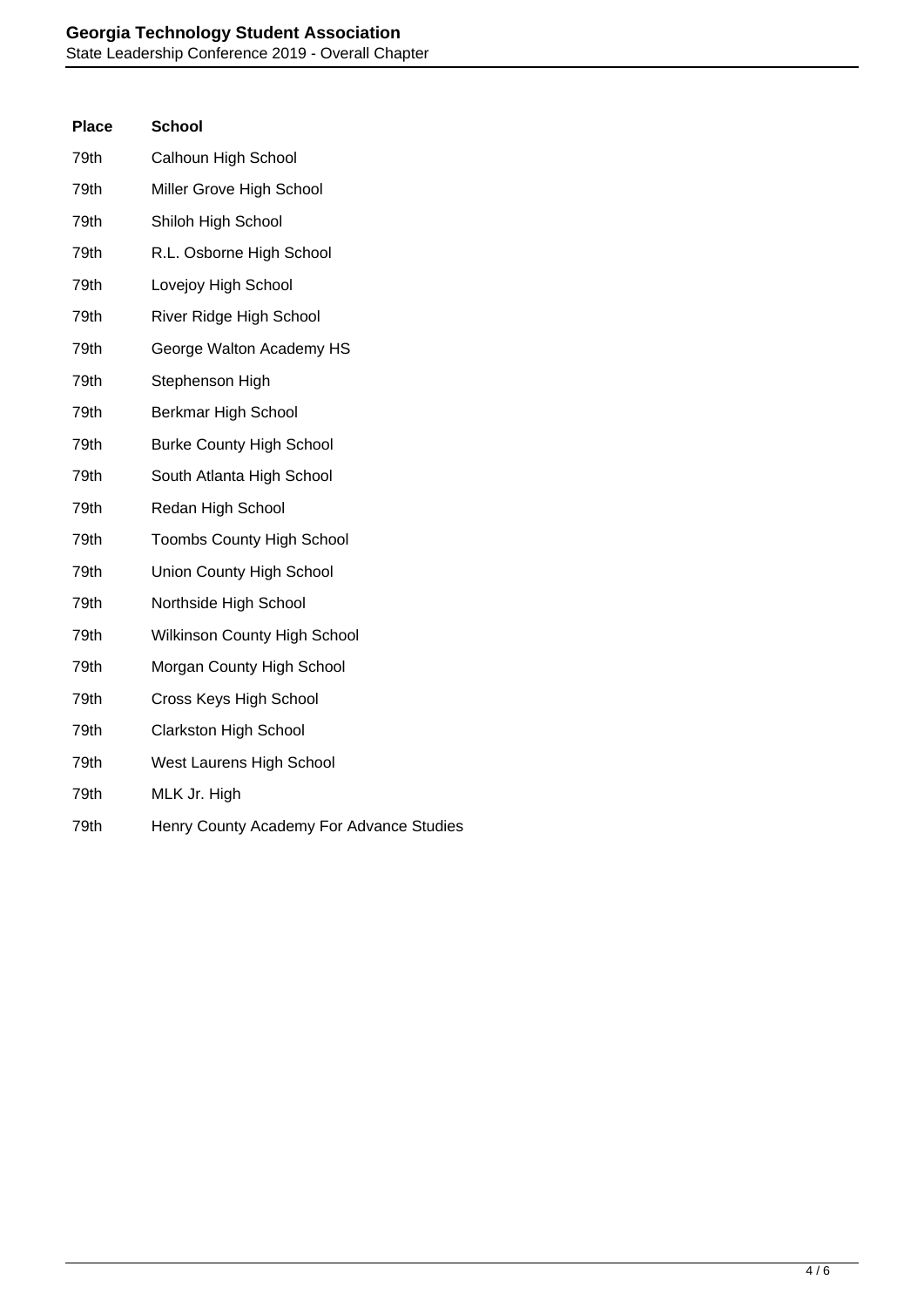| Place | School |
|---|---|
| 79th | Calhoun High School |
| 79th | Miller Grove High School |
| 79th | Shiloh High School |
| 79th | R.L. Osborne High School |
| 79th | Lovejoy High School |
| 79th | River Ridge High School |
| 79th | George Walton Academy HS |
| 79th | Stephenson High |
| 79th | Berkmar High School |
| 79th | Burke County High School |
| 79th | South Atlanta High School |
| 79th | Redan High School |
| 79th | Toombs County High School |
| 79th | Union County High School |
| 79th | Northside High School |
| 79th | Wilkinson County High School |
| 79th | Morgan County High School |
| 79th | Cross Keys High School |
| 79th | Clarkston High School |
| 79th | West Laurens High School |
| 79th | MLK Jr. High |
| 79th | Henry County Academy For Advance Studies |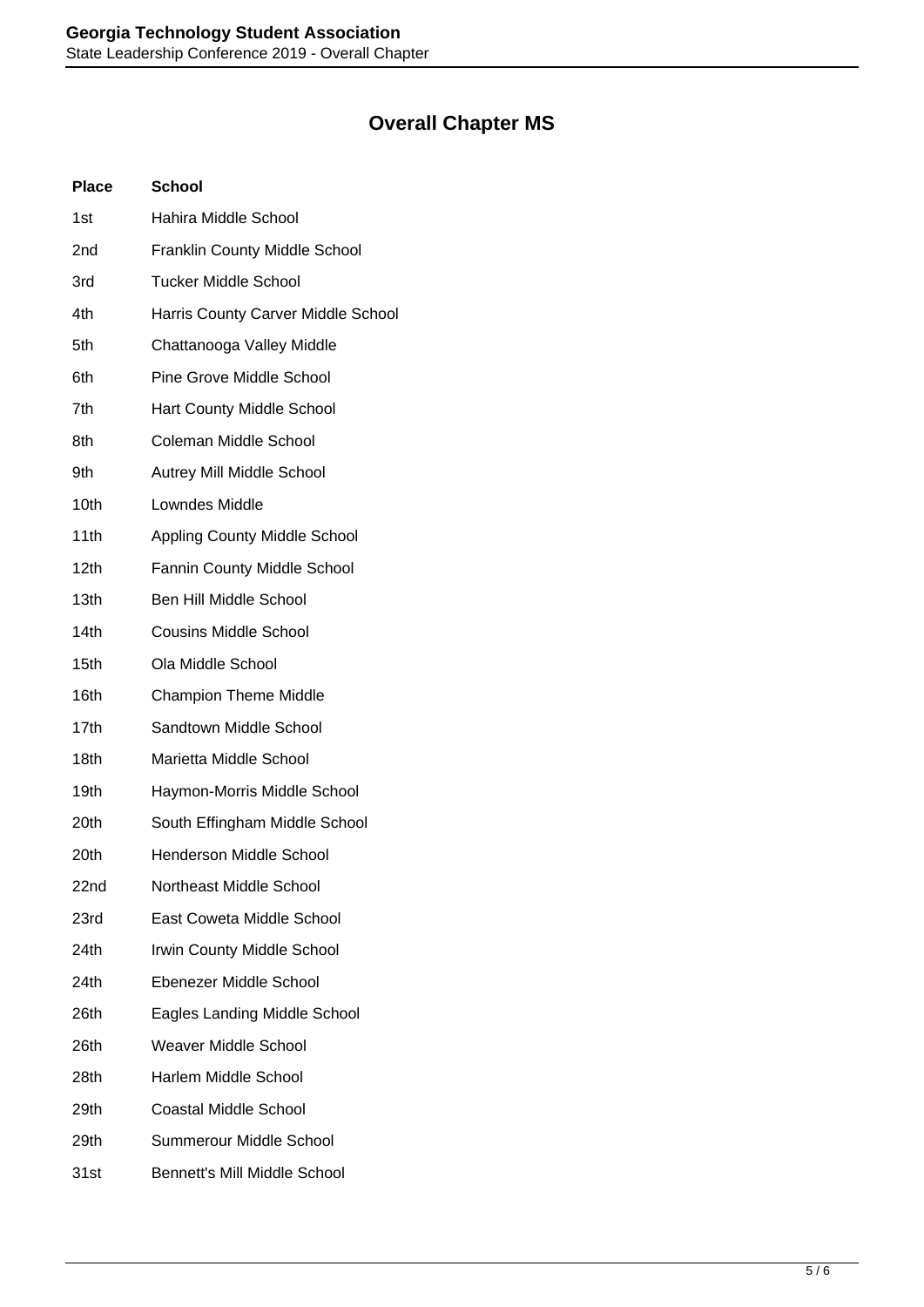# Overall Chapter MS

| Place | School |
| --- | --- |
| 1st | Hahira Middle School |
| 2nd | Franklin County Middle School |
| 3rd | Tucker Middle School |
| 4th | Harris County Carver Middle School |
| 5th | Chattanooga Valley Middle |
| 6th | Pine Grove Middle School |
| 7th | Hart County Middle School |
| 8th | Coleman Middle School |
| 9th | Autrey Mill Middle School |
| 10th | Lowndes Middle |
| 11th | Appling County Middle School |
| 12th | Fannin County Middle School |
| 13th | Ben Hill Middle School |
| 14th | Cousins Middle School |
| 15th | Ola Middle School |
| 16th | Champion Theme Middle |
| 17th | Sandtown Middle School |
| 18th | Marietta Middle School |
| 19th | Haymon-Morris Middle School |
| 20th | South Effingham Middle School |
| 20th | Henderson Middle School |
| 22nd | Northeast Middle School |
| 23rd | East Coweta Middle School |
| 24th | Irwin County Middle School |
| 24th | Ebenezer Middle School |
| 26th | Eagles Landing Middle School |
| 26th | Weaver Middle School |
| 28th | Harlem Middle School |
| 29th | Coastal Middle School |
| 29th | Summerour Middle School |
| 31st | Bennett's Mill Middle School |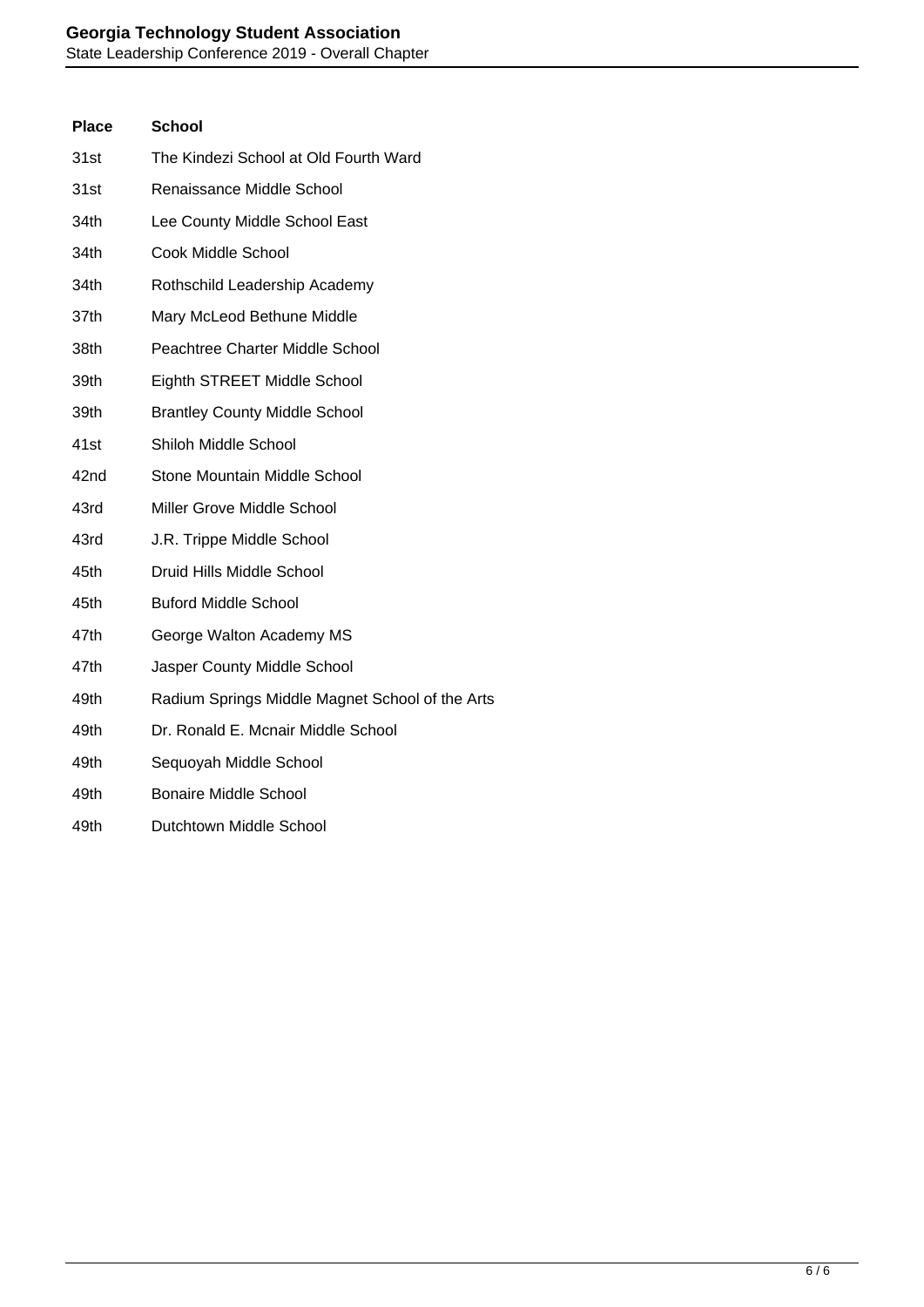| Place | School |
|---|---|
| 31st | The Kindezi School at Old Fourth Ward |
| 31st | Renaissance Middle School |
| 34th | Lee County Middle School East |
| 34th | Cook Middle School |
| 34th | Rothschild Leadership Academy |
| 37th | Mary McLeod Bethune Middle |
| 38th | Peachtree Charter Middle School |
| 39th | Eighth STREET Middle School |
| 39th | Brantley County Middle School |
| 41st | Shiloh Middle School |
| 42nd | Stone Mountain Middle School |
| 43rd | Miller Grove Middle School |
| 43rd | J.R. Trippe Middle School |
| 45th | Druid Hills Middle School |
| 45th | Buford Middle School |
| 47th | George Walton Academy MS |
| 47th | Jasper County Middle School |
| 49th | Radium Springs Middle Magnet School of the Arts |
| 49th | Dr. Ronald E. Mcnair Middle School |
| 49th | Sequoyah Middle School |
| 49th | Bonaire Middle School |
| 49th | Dutchtown Middle School |